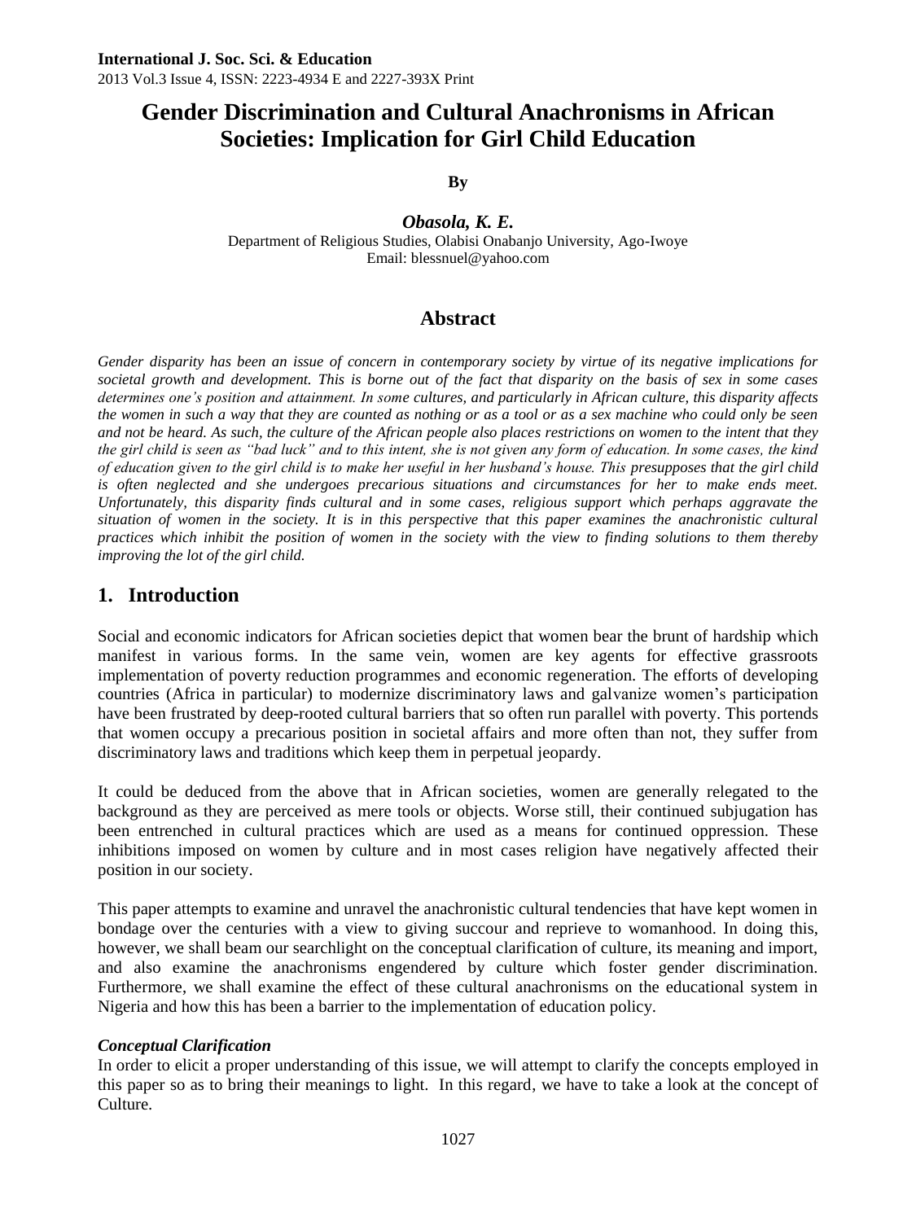# Gender Discrimination and Cultural Anachronisms in African Societies: Implication for Girl Child Education

By

***Obasola, K. E.***

Department of Religious Studies, Olabisi Onabanjo University, Ago-Iwoye

Email: blessnuel@yahoo.com

## Abstract

*Gender disparity has been an issue of concern in contemporary society by virtue of its negative implications for societal growth and development. This is borne out of the fact that disparity on the basis of sex in some cases determines one's position and attainment. In some cultures, and particularly in African culture, this disparity affects the women in such a way that they are counted as nothing or as a tool or as a sex machine who could only be seen and not be heard. As such, the culture of the African people also places restrictions on women to the intent that they the girl child is seen as "bad luck" and to this intent, she is not given any form of education. In some cases, the kind of education given to the girl child is to make her useful in her husband's house. This presupposes that the girl child is often neglected and she undergoes precarious situations and circumstances for her to make ends meet. Unfortunately, this disparity finds cultural and in some cases, religious support which perhaps aggravate the situation of women in the society. It is in this perspective that this paper examines the anachronistic cultural practices which inhibit the position of women in the society with the view to finding solutions to them thereby improving the lot of the girl child.*

## 1. Introduction

Social and economic indicators for African societies depict that women bear the brunt of hardship which manifest in various forms. In the same vein, women are key agents for effective grassroots implementation of poverty reduction programmes and economic regeneration. The efforts of developing countries (Africa in particular) to modernize discriminatory laws and galvanize women's participation have been frustrated by deep-rooted cultural barriers that so often run parallel with poverty. This portends that women occupy a precarious position in societal affairs and more often than not, they suffer from discriminatory laws and traditions which keep them in perpetual jeopardy.

It could be deduced from the above that in African societies, women are generally relegated to the background as they are perceived as mere tools or objects. Worse still, their continued subjugation has been entrenched in cultural practices which are used as a means for continued oppression. These inhibitions imposed on women by culture and in most cases religion have negatively affected their position in our society.

This paper attempts to examine and unravel the anachronistic cultural tendencies that have kept women in bondage over the centuries with a view to giving succour and reprieve to womanhood. In doing this, however, we shall beam our searchlight on the conceptual clarification of culture, its meaning and import, and also examine the anachronisms engendered by culture which foster gender discrimination. Furthermore, we shall examine the effect of these cultural anachronisms on the educational system in Nigeria and how this has been a barrier to the implementation of education policy.

### *Conceptual Clarification*

In order to elicit a proper understanding of this issue, we will attempt to clarify the concepts employed in this paper so as to bring their meanings to light. In this regard, we have to take a look at the concept of Culture.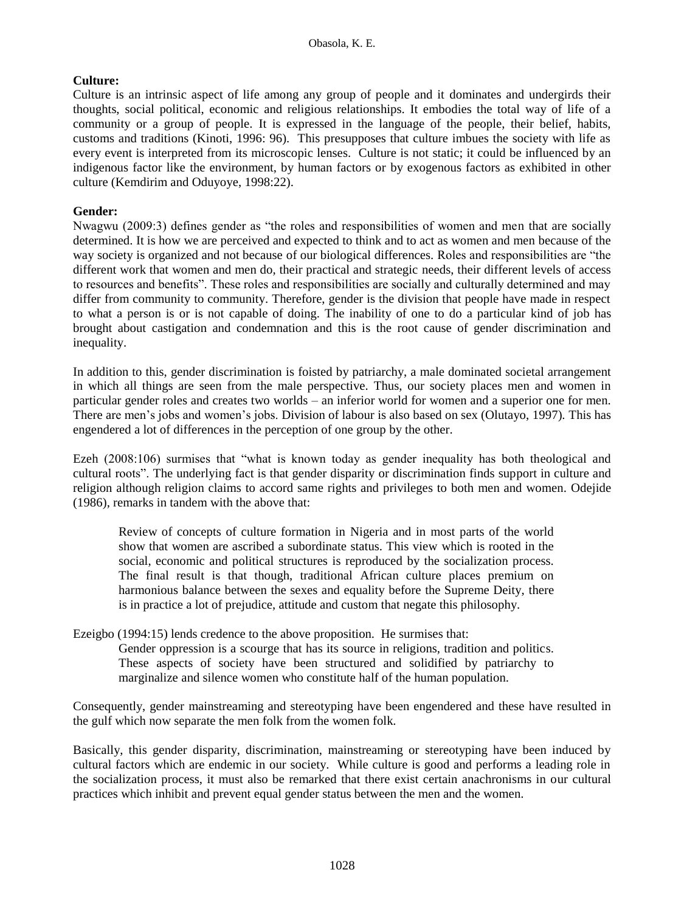**Culture:**

Culture is an intrinsic aspect of life among any group of people and it dominates and undergirds their thoughts, social political, economic and religious relationships. It embodies the total way of life of a community or a group of people. It is expressed in the language of the people, their belief, habits, customs and traditions (Kinoti, 1996: 96). This presupposes that culture imbues the society with life as every event is interpreted from its microscopic lenses. Culture is not static; it could be influenced by an indigenous factor like the environment, by human factors or by exogenous factors as exhibited in other culture (Kemdirim and Oduyoye, 1998:22).

**Gender:**

Nwagwu (2009:3) defines gender as "the roles and responsibilities of women and men that are socially determined. It is how we are perceived and expected to think and to act as women and men because of the way society is organized and not because of our biological differences. Roles and responsibilities are "the different work that women and men do, their practical and strategic needs, their different levels of access to resources and benefits". These roles and responsibilities are socially and culturally determined and may differ from community to community. Therefore, gender is the division that people have made in respect to what a person is or is not capable of doing. The inability of one to do a particular kind of job has brought about castigation and condemnation and this is the root cause of gender discrimination and inequality.

In addition to this, gender discrimination is foisted by patriarchy, a male dominated societal arrangement in which all things are seen from the male perspective. Thus, our society places men and women in particular gender roles and creates two worlds – an inferior world for women and a superior one for men. There are men's jobs and women's jobs. Division of labour is also based on sex (Olutayo, 1997). This has engendered a lot of differences in the perception of one group by the other.

Ezeh (2008:106) surmises that "what is known today as gender inequality has both theological and cultural roots". The underlying fact is that gender disparity or discrimination finds support in culture and religion although religion claims to accord same rights and privileges to both men and women. Odejide (1986), remarks in tandem with the above that:

> Review of concepts of culture formation in Nigeria and in most parts of the world show that women are ascribed a subordinate status. This view which is rooted in the social, economic and political structures is reproduced by the socialization process. The final result is that though, traditional African culture places premium on harmonious balance between the sexes and equality before the Supreme Deity, there is in practice a lot of prejudice, attitude and custom that negate this philosophy.

Ezeigbo (1994:15) lends credence to the above proposition. He surmises that:

> Gender oppression is a scourge that has its source in religions, tradition and politics. These aspects of society have been structured and solidified by patriarchy to marginalize and silence women who constitute half of the human population.

Consequently, gender mainstreaming and stereotyping have been engendered and these have resulted in the gulf which now separate the men folk from the women folk.

Basically, this gender disparity, discrimination, mainstreaming or stereotyping have been induced by cultural factors which are endemic in our society. While culture is good and performs a leading role in the socialization process, it must also be remarked that there exist certain anachronisms in our cultural practices which inhibit and prevent equal gender status between the men and the women.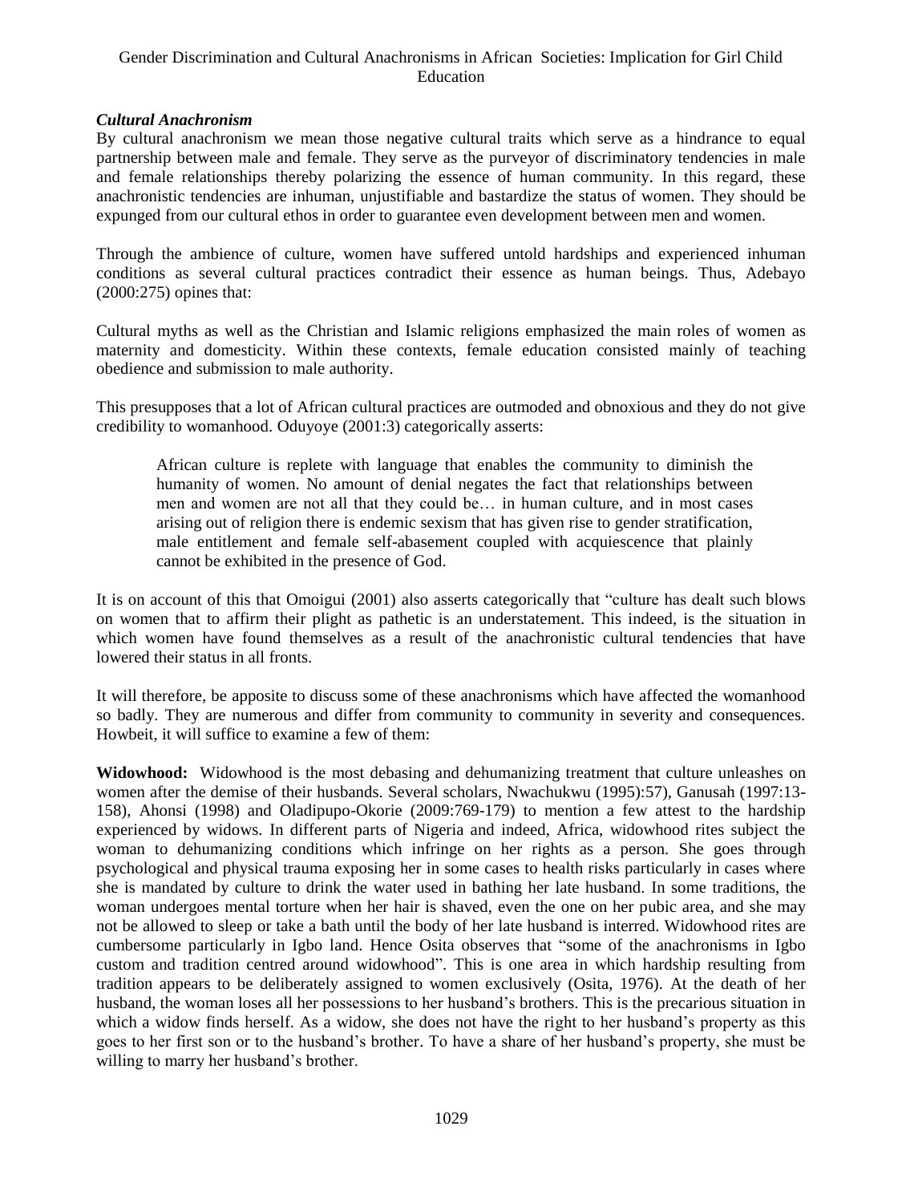### *Cultural Anachronism*

By cultural anachronism we mean those negative cultural traits which serve as a hindrance to equal partnership between male and female. They serve as the purveyor of discriminatory tendencies in male and female relationships thereby polarizing the essence of human community. In this regard, these anachronistic tendencies are inhuman, unjustifiable and bastardize the status of women. They should be expunged from our cultural ethos in order to guarantee even development between men and women.

Through the ambience of culture, women have suffered untold hardships and experienced inhuman conditions as several cultural practices contradict their essence as human beings. Thus, Adebayo (2000:275) opines that:

Cultural myths as well as the Christian and Islamic religions emphasized the main roles of women as maternity and domesticity. Within these contexts, female education consisted mainly of teaching obedience and submission to male authority.

This presupposes that a lot of African cultural practices are outmoded and obnoxious and they do not give credibility to womanhood. Oduyoye (2001:3) categorically asserts:

> African culture is replete with language that enables the community to diminish the humanity of women. No amount of denial negates the fact that relationships between men and women are not all that they could be… in human culture, and in most cases arising out of religion there is endemic sexism that has given rise to gender stratification, male entitlement and female self-abasement coupled with acquiescence that plainly cannot be exhibited in the presence of God.

It is on account of this that Omoigui (2001) also asserts categorically that "culture has dealt such blows on women that to affirm their plight as pathetic is an understatement. This indeed, is the situation in which women have found themselves as a result of the anachronistic cultural tendencies that have lowered their status in all fronts.

It will therefore, be apposite to discuss some of these anachronisms which have affected the womanhood so badly. They are numerous and differ from community to community in severity and consequences. Howbeit, it will suffice to examine a few of them:

**Widowhood:** Widowhood is the most debasing and dehumanizing treatment that culture unleashes on women after the demise of their husbands. Several scholars, Nwachukwu (1995):57), Ganusah (1997:13-158), Ahonsi (1998) and Oladipupo-Okorie (2009:769-179) to mention a few attest to the hardship experienced by widows. In different parts of Nigeria and indeed, Africa, widowhood rites subject the woman to dehumanizing conditions which infringe on her rights as a person. She goes through psychological and physical trauma exposing her in some cases to health risks particularly in cases where she is mandated by culture to drink the water used in bathing her late husband. In some traditions, the woman undergoes mental torture when her hair is shaved, even the one on her pubic area, and she may not be allowed to sleep or take a bath until the body of her late husband is interred. Widowhood rites are cumbersome particularly in Igbo land. Hence Osita observes that "some of the anachronisms in Igbo custom and tradition centred around widowhood". This is one area in which hardship resulting from tradition appears to be deliberately assigned to women exclusively (Osita, 1976). At the death of her husband, the woman loses all her possessions to her husband's brothers. This is the precarious situation in which a widow finds herself. As a widow, she does not have the right to her husband's property as this goes to her first son or to the husband's brother. To have a share of her husband's property, she must be willing to marry her husband's brother.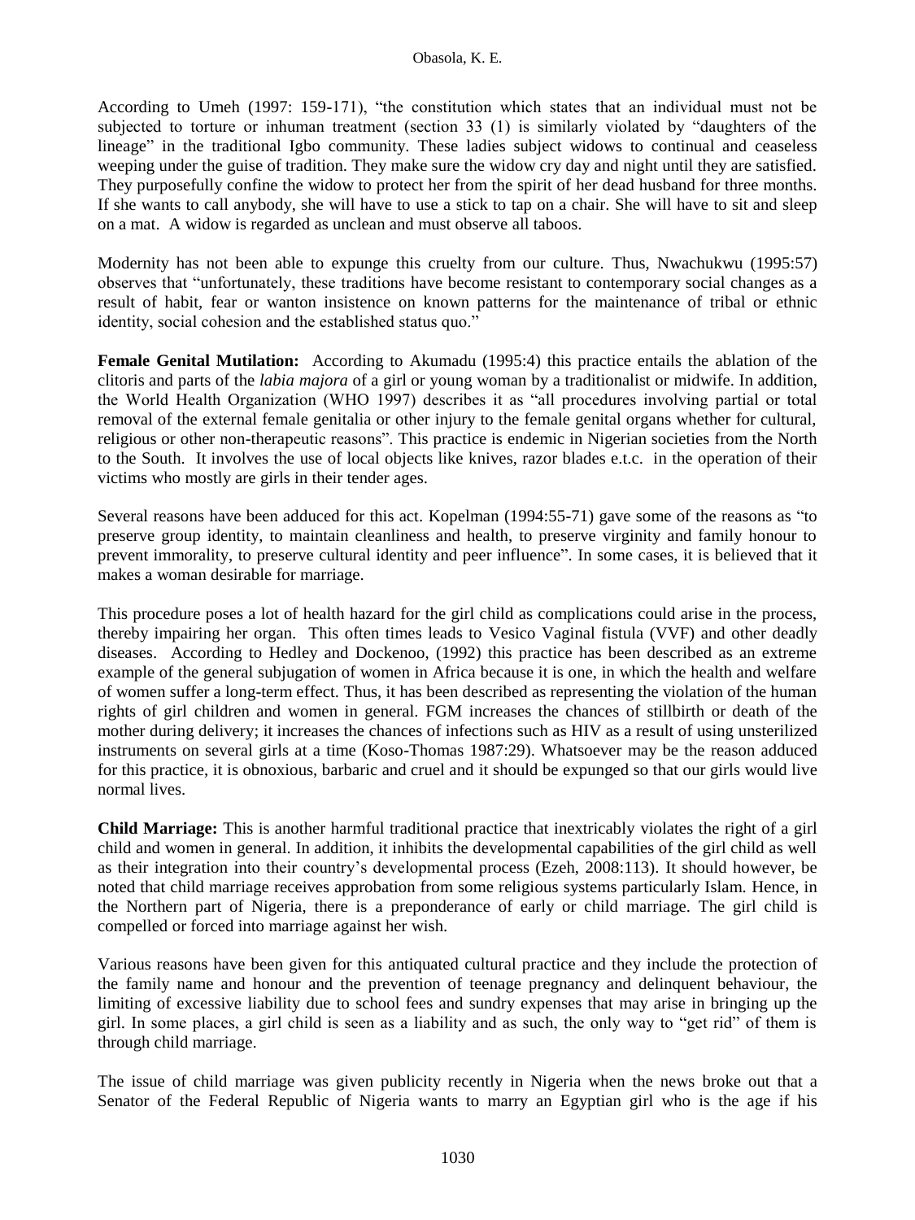According to Umeh (1997: 159-171), "the constitution which states that an individual must not be subjected to torture or inhuman treatment (section 33 (1) is similarly violated by "daughters of the lineage" in the traditional Igbo community. These ladies subject widows to continual and ceaseless weeping under the guise of tradition. They make sure the widow cry day and night until they are satisfied. They purposefully confine the widow to protect her from the spirit of her dead husband for three months. If she wants to call anybody, she will have to use a stick to tap on a chair. She will have to sit and sleep on a mat. A widow is regarded as unclean and must observe all taboos.

Modernity has not been able to expunge this cruelty from our culture. Thus, Nwachukwu (1995:57) observes that "unfortunately, these traditions have become resistant to contemporary social changes as a result of habit, fear or wanton insistence on known patterns for the maintenance of tribal or ethnic identity, social cohesion and the established status quo."

**Female Genital Mutilation:** According to Akumadu (1995:4) this practice entails the ablation of the clitoris and parts of the *labia majora* of a girl or young woman by a traditionalist or midwife. In addition, the World Health Organization (WHO 1997) describes it as "all procedures involving partial or total removal of the external female genitalia or other injury to the female genital organs whether for cultural, religious or other non-therapeutic reasons". This practice is endemic in Nigerian societies from the North to the South. It involves the use of local objects like knives, razor blades e.t.c. in the operation of their victims who mostly are girls in their tender ages.

Several reasons have been adduced for this act. Kopelman (1994:55-71) gave some of the reasons as "to preserve group identity, to maintain cleanliness and health, to preserve virginity and family honour to prevent immorality, to preserve cultural identity and peer influence". In some cases, it is believed that it makes a woman desirable for marriage.

This procedure poses a lot of health hazard for the girl child as complications could arise in the process, thereby impairing her organ. This often times leads to Vesico Vaginal fistula (VVF) and other deadly diseases. According to Hedley and Dockenoo, (1992) this practice has been described as an extreme example of the general subjugation of women in Africa because it is one, in which the health and welfare of women suffer a long-term effect. Thus, it has been described as representing the violation of the human rights of girl children and women in general. FGM increases the chances of stillbirth or death of the mother during delivery; it increases the chances of infections such as HIV as a result of using unsterilized instruments on several girls at a time (Koso-Thomas 1987:29). Whatsoever may be the reason adduced for this practice, it is obnoxious, barbaric and cruel and it should be expunged so that our girls would live normal lives.

**Child Marriage:** This is another harmful traditional practice that inextricably violates the right of a girl child and women in general. In addition, it inhibits the developmental capabilities of the girl child as well as their integration into their country's developmental process (Ezeh, 2008:113). It should however, be noted that child marriage receives approbation from some religious systems particularly Islam. Hence, in the Northern part of Nigeria, there is a preponderance of early or child marriage. The girl child is compelled or forced into marriage against her wish.

Various reasons have been given for this antiquated cultural practice and they include the protection of the family name and honour and the prevention of teenage pregnancy and delinquent behaviour, the limiting of excessive liability due to school fees and sundry expenses that may arise in bringing up the girl. In some places, a girl child is seen as a liability and as such, the only way to "get rid" of them is through child marriage.

The issue of child marriage was given publicity recently in Nigeria when the news broke out that a Senator of the Federal Republic of Nigeria wants to marry an Egyptian girl who is the age if his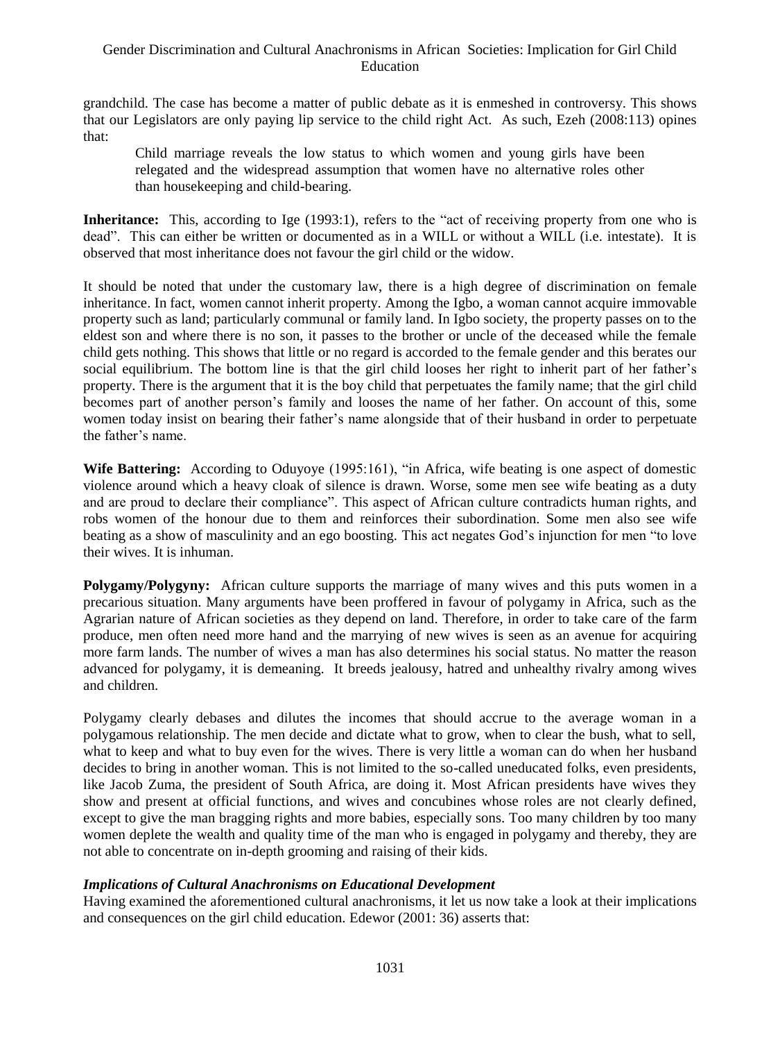grandchild. The case has become a matter of public debate as it is enmeshed in controversy. This shows that our Legislators are only paying lip service to the child right Act. As such, Ezeh (2008:113) opines that:

> Child marriage reveals the low status to which women and young girls have been relegated and the widespread assumption that women have no alternative roles other than housekeeping and child-bearing.

**Inheritance:** This, according to Ige (1993:1), refers to the "act of receiving property from one who is dead". This can either be written or documented as in a WILL or without a WILL (i.e. intestate). It is observed that most inheritance does not favour the girl child or the widow.

It should be noted that under the customary law, there is a high degree of discrimination on female inheritance. In fact, women cannot inherit property. Among the Igbo, a woman cannot acquire immovable property such as land; particularly communal or family land. In Igbo society, the property passes on to the eldest son and where there is no son, it passes to the brother or uncle of the deceased while the female child gets nothing. This shows that little or no regard is accorded to the female gender and this berates our social equilibrium. The bottom line is that the girl child looses her right to inherit part of her father's property. There is the argument that it is the boy child that perpetuates the family name; that the girl child becomes part of another person's family and looses the name of her father. On account of this, some women today insist on bearing their father's name alongside that of their husband in order to perpetuate the father's name.

**Wife Battering:** According to Oduyoye (1995:161), "in Africa, wife beating is one aspect of domestic violence around which a heavy cloak of silence is drawn. Worse, some men see wife beating as a duty and are proud to declare their compliance". This aspect of African culture contradicts human rights, and robs women of the honour due to them and reinforces their subordination. Some men also see wife beating as a show of masculinity and an ego boosting. This act negates God's injunction for men "to love their wives. It is inhuman.

**Polygamy/Polygyny:** African culture supports the marriage of many wives and this puts women in a precarious situation. Many arguments have been proffered in favour of polygamy in Africa, such as the Agrarian nature of African societies as they depend on land. Therefore, in order to take care of the farm produce, men often need more hand and the marrying of new wives is seen as an avenue for acquiring more farm lands. The number of wives a man has also determines his social status. No matter the reason advanced for polygamy, it is demeaning. It breeds jealousy, hatred and unhealthy rivalry among wives and children.

Polygamy clearly debases and dilutes the incomes that should accrue to the average woman in a polygamous relationship. The men decide and dictate what to grow, when to clear the bush, what to sell, what to keep and what to buy even for the wives. There is very little a woman can do when her husband decides to bring in another woman. This is not limited to the so-called uneducated folks, even presidents, like Jacob Zuma, the president of South Africa, are doing it. Most African presidents have wives they show and present at official functions, and wives and concubines whose roles are not clearly defined, except to give the man bragging rights and more babies, especially sons. Too many children by too many women deplete the wealth and quality time of the man who is engaged in polygamy and thereby, they are not able to concentrate on in-depth grooming and raising of their kids.

### *Implications of Cultural Anachronisms on Educational Development*

Having examined the aforementioned cultural anachronisms, it let us now take a look at their implications and consequences on the girl child education. Edewor (2001: 36) asserts that: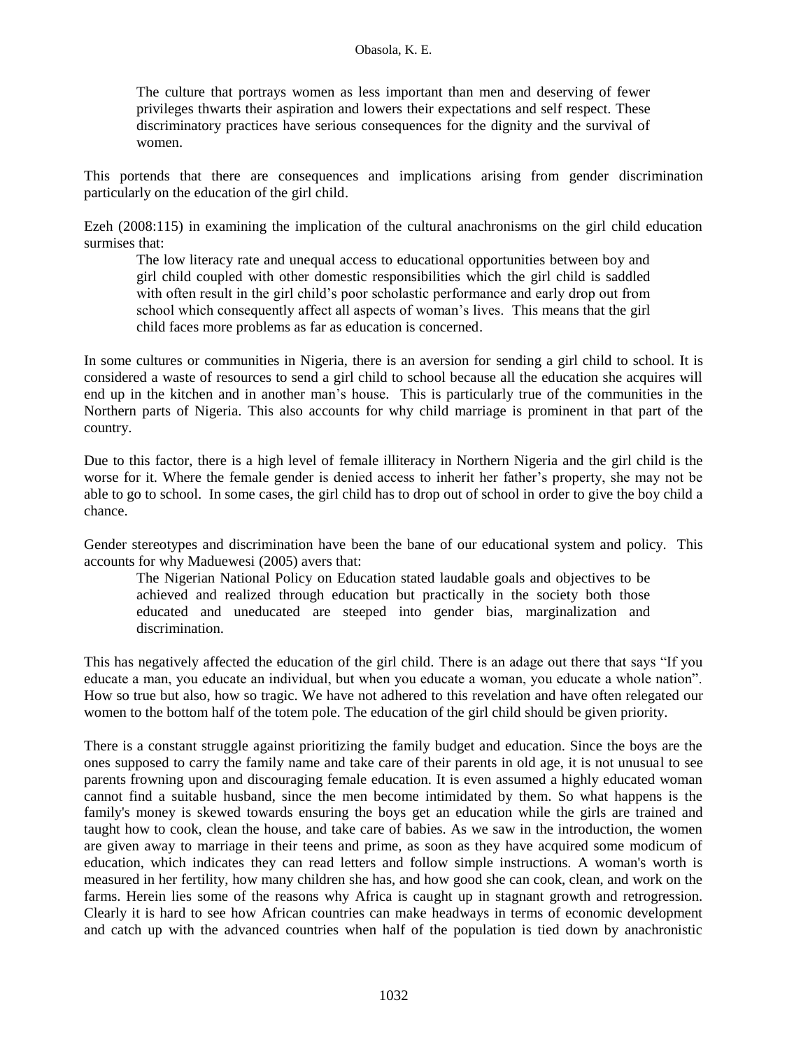> The culture that portrays women as less important than men and deserving of fewer privileges thwarts their aspiration and lowers their expectations and self respect. These discriminatory practices have serious consequences for the dignity and the survival of women.

This portends that there are consequences and implications arising from gender discrimination particularly on the education of the girl child.

Ezeh (2008:115) in examining the implication of the cultural anachronisms on the girl child education surmises that:

> The low literacy rate and unequal access to educational opportunities between boy and girl child coupled with other domestic responsibilities which the girl child is saddled with often result in the girl child's poor scholastic performance and early drop out from school which consequently affect all aspects of woman's lives. This means that the girl child faces more problems as far as education is concerned.

In some cultures or communities in Nigeria, there is an aversion for sending a girl child to school. It is considered a waste of resources to send a girl child to school because all the education she acquires will end up in the kitchen and in another man's house. This is particularly true of the communities in the Northern parts of Nigeria. This also accounts for why child marriage is prominent in that part of the country.

Due to this factor, there is a high level of female illiteracy in Northern Nigeria and the girl child is the worse for it. Where the female gender is denied access to inherit her father's property, she may not be able to go to school. In some cases, the girl child has to drop out of school in order to give the boy child a chance.

Gender stereotypes and discrimination have been the bane of our educational system and policy. This accounts for why Maduewesi (2005) avers that:

> The Nigerian National Policy on Education stated laudable goals and objectives to be achieved and realized through education but practically in the society both those educated and uneducated are steeped into gender bias, marginalization and discrimination.

This has negatively affected the education of the girl child. There is an adage out there that says "If you educate a man, you educate an individual, but when you educate a woman, you educate a whole nation". How so true but also, how so tragic. We have not adhered to this revelation and have often relegated our women to the bottom half of the totem pole. The education of the girl child should be given priority.

There is a constant struggle against prioritizing the family budget and education. Since the boys are the ones supposed to carry the family name and take care of their parents in old age, it is not unusual to see parents frowning upon and discouraging female education. It is even assumed a highly educated woman cannot find a suitable husband, since the men become intimidated by them. So what happens is the family's money is skewed towards ensuring the boys get an education while the girls are trained and taught how to cook, clean the house, and take care of babies. As we saw in the introduction, the women are given away to marriage in their teens and prime, as soon as they have acquired some modicum of education, which indicates they can read letters and follow simple instructions. A woman's worth is measured in her fertility, how many children she has, and how good she can cook, clean, and work on the farms. Herein lies some of the reasons why Africa is caught up in stagnant growth and retrogression. Clearly it is hard to see how African countries can make headways in terms of economic development and catch up with the advanced countries when half of the population is tied down by anachronistic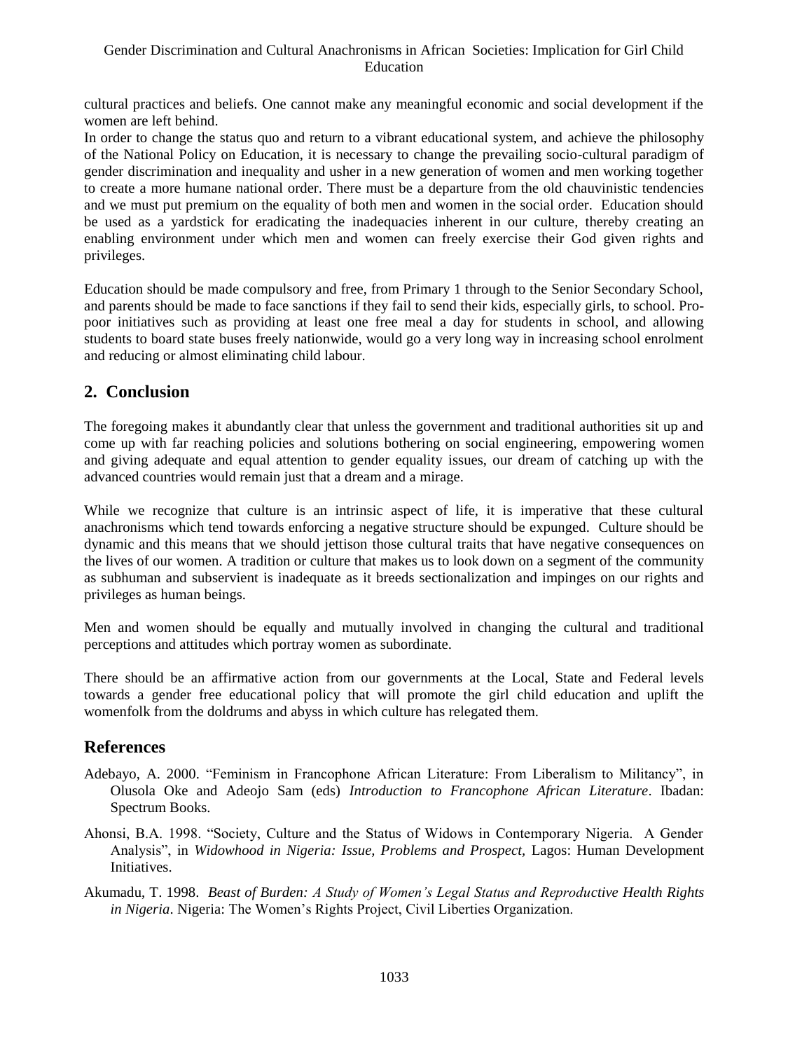cultural practices and beliefs. One cannot make any meaningful economic and social development if the women are left behind.
In order to change the status quo and return to a vibrant educational system, and achieve the philosophy of the National Policy on Education, it is necessary to change the prevailing socio-cultural paradigm of gender discrimination and inequality and usher in a new generation of women and men working together to create a more humane national order. There must be a departure from the old chauvinistic tendencies and we must put premium on the equality of both men and women in the social order. Education should be used as a yardstick for eradicating the inadequacies inherent in our culture, thereby creating an enabling environment under which men and women can freely exercise their God given rights and privileges.

Education should be made compulsory and free, from Primary 1 through to the Senior Secondary School, and parents should be made to face sanctions if they fail to send their kids, especially girls, to school. Pro-poor initiatives such as providing at least one free meal a day for students in school, and allowing students to board state buses freely nationwide, would go a very long way in increasing school enrolment and reducing or almost eliminating child labour.

## 2. Conclusion

The foregoing makes it abundantly clear that unless the government and traditional authorities sit up and come up with far reaching policies and solutions bothering on social engineering, empowering women and giving adequate and equal attention to gender equality issues, our dream of catching up with the advanced countries would remain just that a dream and a mirage.

While we recognize that culture is an intrinsic aspect of life, it is imperative that these cultural anachronisms which tend towards enforcing a negative structure should be expunged. Culture should be dynamic and this means that we should jettison those cultural traits that have negative consequences on the lives of our women. A tradition or culture that makes us to look down on a segment of the community as subhuman and subservient is inadequate as it breeds sectionalization and impinges on our rights and privileges as human beings.

Men and women should be equally and mutually involved in changing the cultural and traditional perceptions and attitudes which portray women as subordinate.

There should be an affirmative action from our governments at the Local, State and Federal levels towards a gender free educational policy that will promote the girl child education and uplift the womenfolk from the doldrums and abyss in which culture has relegated them.

## References

Adebayo, A. 2000. "Feminism in Francophone African Literature: From Liberalism to Militancy", in Olusola Oke and Adeojo Sam (eds) *Introduction to Francophone African Literature*. Ibadan: Spectrum Books.

Ahonsi, B.A. 1998. "Society, Culture and the Status of Widows in Contemporary Nigeria. A Gender Analysis", in *Widowhood in Nigeria: Issue, Problems and Prospect,* Lagos: Human Development Initiatives.

Akumadu, T. 1998. *Beast of Burden: A Study of Women's Legal Status and Reproductive Health Rights in Nigeria*. Nigeria: The Women's Rights Project, Civil Liberties Organization.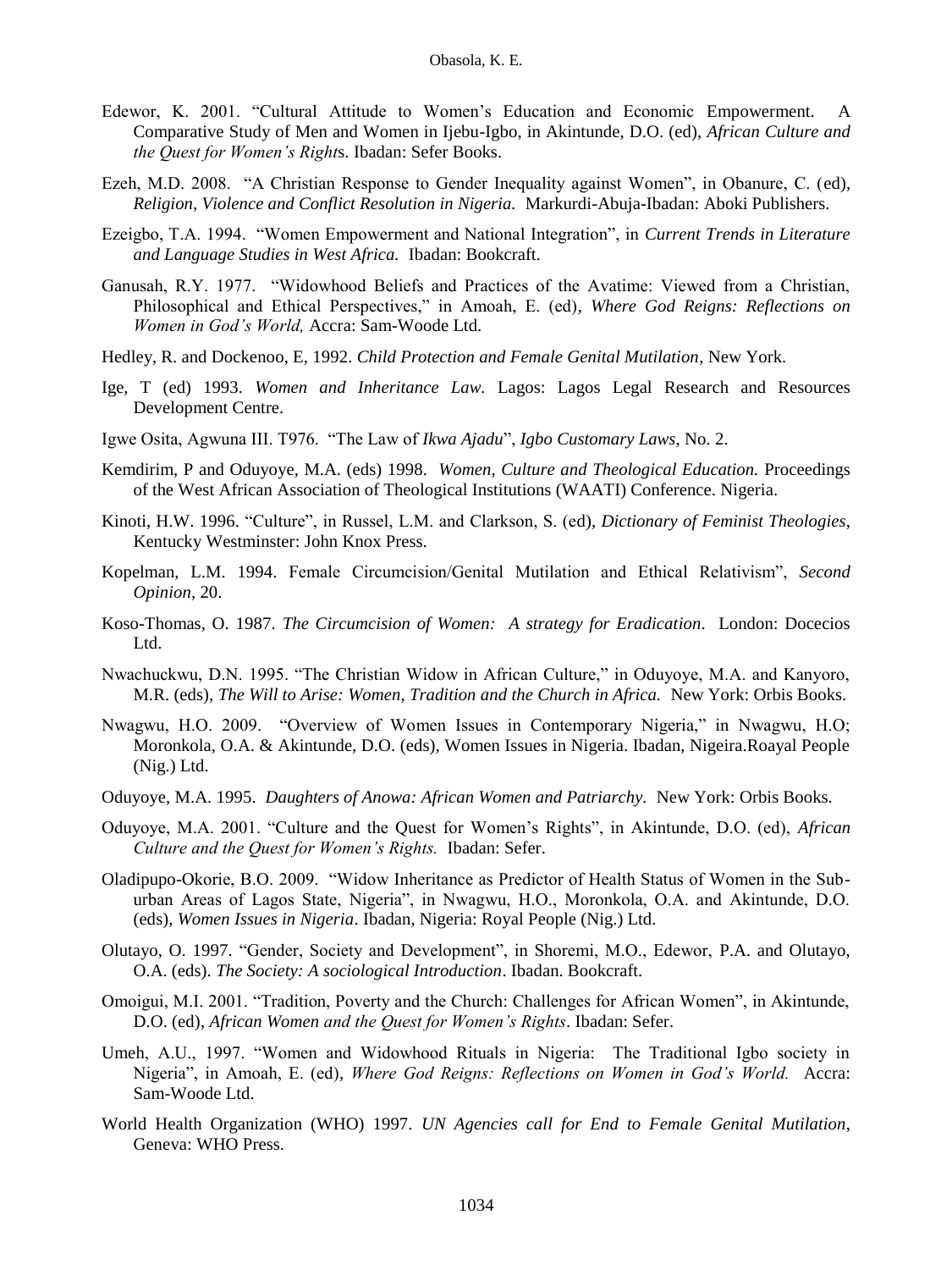Edewor, K. 2001. "Cultural Attitude to Women's Education and Economic Empowerment. A Comparative Study of Men and Women in Ijebu-Igbo, in Akintunde, D.O. (ed), *African Culture and the Quest for Women's Right*s. Ibadan: Sefer Books.

Ezeh, M.D. 2008. "A Christian Response to Gender Inequality against Women", in Obanure, C. (ed), *Religion, Violence and Conflict Resolution in Nigeria.* Markurdi-Abuja-Ibadan: Aboki Publishers.

Ezeigbo, T.A. 1994. "Women Empowerment and National Integration", in *Current Trends in Literature and Language Studies in West Africa.* Ibadan: Bookcraft.

Ganusah, R.Y. 1977. "Widowhood Beliefs and Practices of the Avatime: Viewed from a Christian, Philosophical and Ethical Perspectives," in Amoah, E. (ed), *Where God Reigns: Reflections on Women in God's World,* Accra: Sam-Woode Ltd.

Hedley, R. and Dockenoo, E, 1992. *Child Protection and Female Genital Mutilation*, New York.

Ige, T (ed) 1993. *Women and Inheritance Law.* Lagos: Lagos Legal Research and Resources Development Centre.

Igwe Osita, Agwuna III. T976. "The Law of *Ikwa Ajadu*", *Igbo Customary Laws*, No. 2.

Kemdirim, P and Oduyoye, M.A. (eds) 1998. *Women, Culture and Theological Education.* Proceedings of the West African Association of Theological Institutions (WAATI) Conference. Nigeria.

Kinoti, H.W. 1996. "Culture", in Russel, L.M. and Clarkson, S. (ed), *Dictionary of Feminist Theologies*, Kentucky Westminster: John Knox Press.

Kopelman, L.M. 1994. Female Circumcision/Genital Mutilation and Ethical Relativism", *Second Opinion,* 20.

Koso-Thomas, O. 1987. *The Circumcision of Women: A strategy for Eradication*. London: Docecios Ltd.

Nwachuckwu, D.N. 1995. "The Christian Widow in African Culture," in Oduyoye, M.A. and Kanyoro, M.R. (eds), *The Will to Arise: Women, Tradition and the Church in Africa.* New York: Orbis Books.

Nwagwu, H.O. 2009. "Overview of Women Issues in Contemporary Nigeria," in Nwagwu, H.O; Moronkola, O.A. & Akintunde, D.O. (eds), Women Issues in Nigeria. Ibadan, Nigeira.Roayal People (Nig.) Ltd.

Oduyoye, M.A. 1995. *Daughters of Anowa: African Women and Patriarchy.* New York: Orbis Books.

Oduyoye, M.A. 2001. "Culture and the Quest for Women's Rights", in Akintunde, D.O. (ed), *African Culture and the Quest for Women's Rights.* Ibadan: Sefer.

Oladipupo-Okorie, B.O. 2009. "Widow Inheritance as Predictor of Health Status of Women in the Sub-urban Areas of Lagos State, Nigeria", in Nwagwu, H.O., Moronkola, O.A. and Akintunde, D.O. (eds), *Women Issues in Nigeria*. Ibadan, Nigeria: Royal People (Nig.) Ltd.

Olutayo, O. 1997. "Gender, Society and Development", in Shoremi, M.O., Edewor, P.A. and Olutayo, O.A. (eds). *The Society: A sociological Introduction*. Ibadan. Bookcraft.

Omoigui, M.I. 2001. "Tradition, Poverty and the Church: Challenges for African Women", in Akintunde, D.O. (ed), *African Women and the Quest for Women's Rights*. Ibadan: Sefer.

Umeh, A.U., 1997. "Women and Widowhood Rituals in Nigeria: The Traditional Igbo society in Nigeria", in Amoah, E. (ed), *Where God Reigns: Reflections on Women in God's World.* Accra: Sam-Woode Ltd.

World Health Organization (WHO) 1997. *UN Agencies call for End to Female Genital Mutilation*, Geneva: WHO Press.